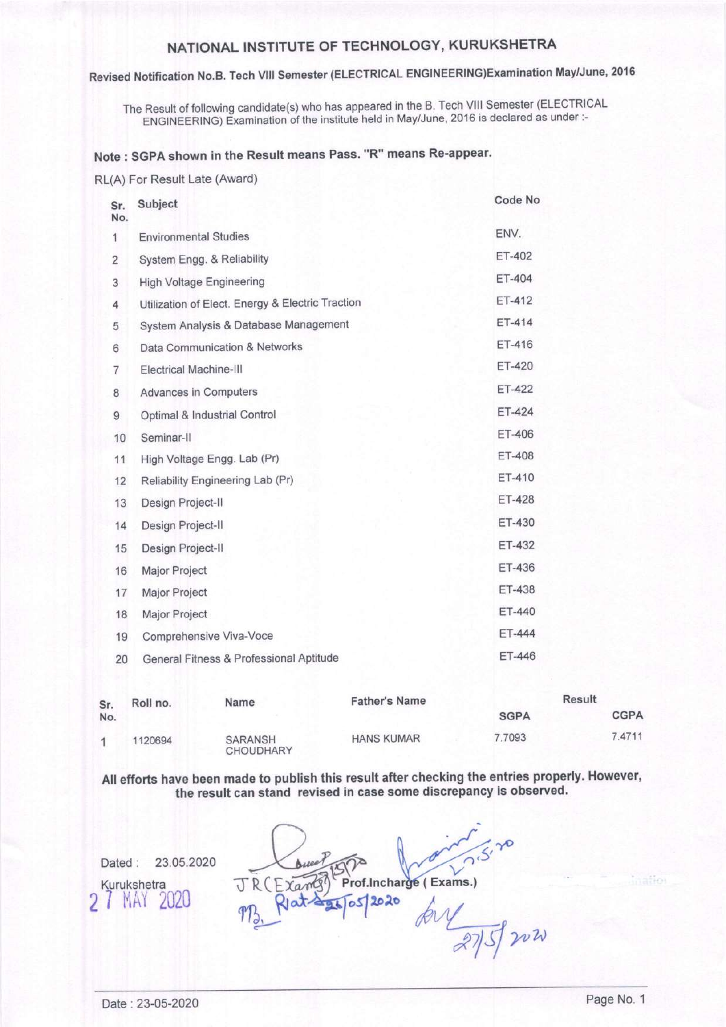# NATIONAL INSTITUTE OF TECHNOLOGY, KURUKSHETRA

## Revised Notification No.B. Tech VIII Semester (ELECTRICAL ENGINEERING)Examination May/June, 2016

The Result of following candidate(s) who has appeared in the B. Tech VIII Semester (ELECTRICAL ENGINEERING) Examination of the institute held in May/June, 2016 is declared as under :-

**Note : SGPA shown in the Result means Pass. "R" means Re-appear.**

RL(A) For Result Late (Award)

| Sr. No. | Subject | Code No |
|---|---|---|
| 1 | Environmental Studies | ENV. |
| 2 | System Engg. & Reliability | ET-402 |
| 3 | High Voltage Engineering | ET-404 |
| 4 | Utilization of Elect. Energy & Electric Traction | ET-412 |
| 5 | System Analysis & Database Management | ET-414 |
| 6 | Data Communication & Networks | ET-416 |
| 7 | Electrical Machine-III | ET-420 |
| 8 | Advances in Computers | ET-422 |
| 9 | Optimal & Industrial Control | ET-424 |
| 10 | Seminar-II | ET-406 |
| 11 | High Voltage Engg. Lab (Pr) | ET-408 |
| 12 | Reliability Engineering Lab (Pr) | ET-410 |
| 13 | Design Project-II | ET-428 |
| 14 | Design Project-II | ET-430 |
| 15 | Design Project-II | ET-432 |
| 16 | Major Project | ET-436 |
| 17 | Major Project | ET-438 |
| 18 | Major Project | ET-440 |
| 19 | Comprehensive Viva-Voce | ET-444 |
| 20 | General Fitness & Professional Aptitude | ET-446 |

| Sr. No. | Roll no. | Name | Father's Name | Result | |
|---|---|---|---|---|---|
| | | | | SGPA | CGPA |
| 1 | 1120694 | SARANSH CHOUDHARY | HANS KUMAR | 7.7093 | 7.4711 |

**All efforts have been made to publish this result after checking the entries properly. However, the result can stand revised in case some discrepancy is observed.**

Dated : 23.05.2020

Kurukshetra

27 MAY 2020

JR (Exams)

Prof.Incharge ( Exams.)

Date : 23-05-2020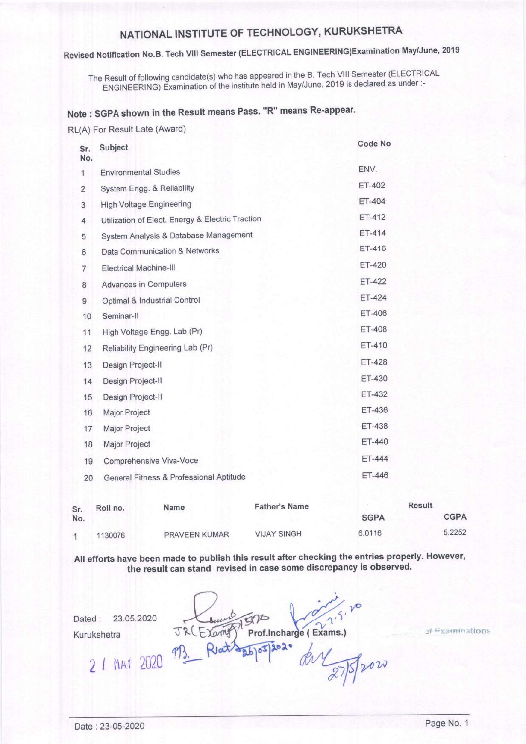# NATIONAL INSTITUTE OF TECHNOLOGY, KURUKSHETRA

## Revised Notification No.B. Tech VIII Semester (ELECTRICAL ENGINEERING)Examination May/June, 2019

The Result of following candidate(s) who has appeared in the B. Tech VIII Semester (ELECTRICAL ENGINEERING) Examination of the institute held in May/June, 2019 is declared as under :-

**Note : SGPA shown in the Result means Pass. "R" means Re-appear.**

RL(A) For Result Late (Award)

| Sr. No. | Subject | Code No |
|---|---|---|
| 1 | Environmental Studies | ENV. |
| 2 | System Engg. & Reliability | ET-402 |
| 3 | High Voltage Engineering | ET-404 |
| 4 | Utilization of Elect. Energy & Electric Traction | ET-412 |
| 5 | System Analysis & Database Management | ET-414 |
| 6 | Data Communication & Networks | ET-416 |
| 7 | Electrical Machine-III | ET-420 |
| 8 | Advances in Computers | ET-422 |
| 9 | Optimal & Industrial Control | ET-424 |
| 10 | Seminar-II | ET-406 |
| 11 | High Voltage Engg. Lab (Pr) | ET-408 |
| 12 | Reliability Engineering Lab (Pr) | ET-410 |
| 13 | Design Project-II | ET-428 |
| 14 | Design Project-II | ET-430 |
| 15 | Design Project-II | ET-432 |
| 16 | Major Project | ET-436 |
| 17 | Major Project | ET-438 |
| 18 | Major Project | ET-440 |
| 19 | Comprehensive Viva-Voce | ET-444 |
| 20 | General Fitness & Professional Aptitude | ET-446 |

| Sr. No. | Roll no. | Name | Father's Name | Result SGPA | CGPA |
|---|---|---|---|---|---|
| 1 | 1130076 | PRAVEEN KUMAR | VIJAY SINGH | 6.0116 | 5.2252 |

**All efforts have been made to publish this result after checking the entries properly. However, the result can stand revised in case some discrepancy is observed.**

Dated : 23.05.2020

Kurukshetra

21 MAY 2020

JR(Exams)

Prof.Incharge ( Exams.)

...of Examinations

Date : 23-05-2020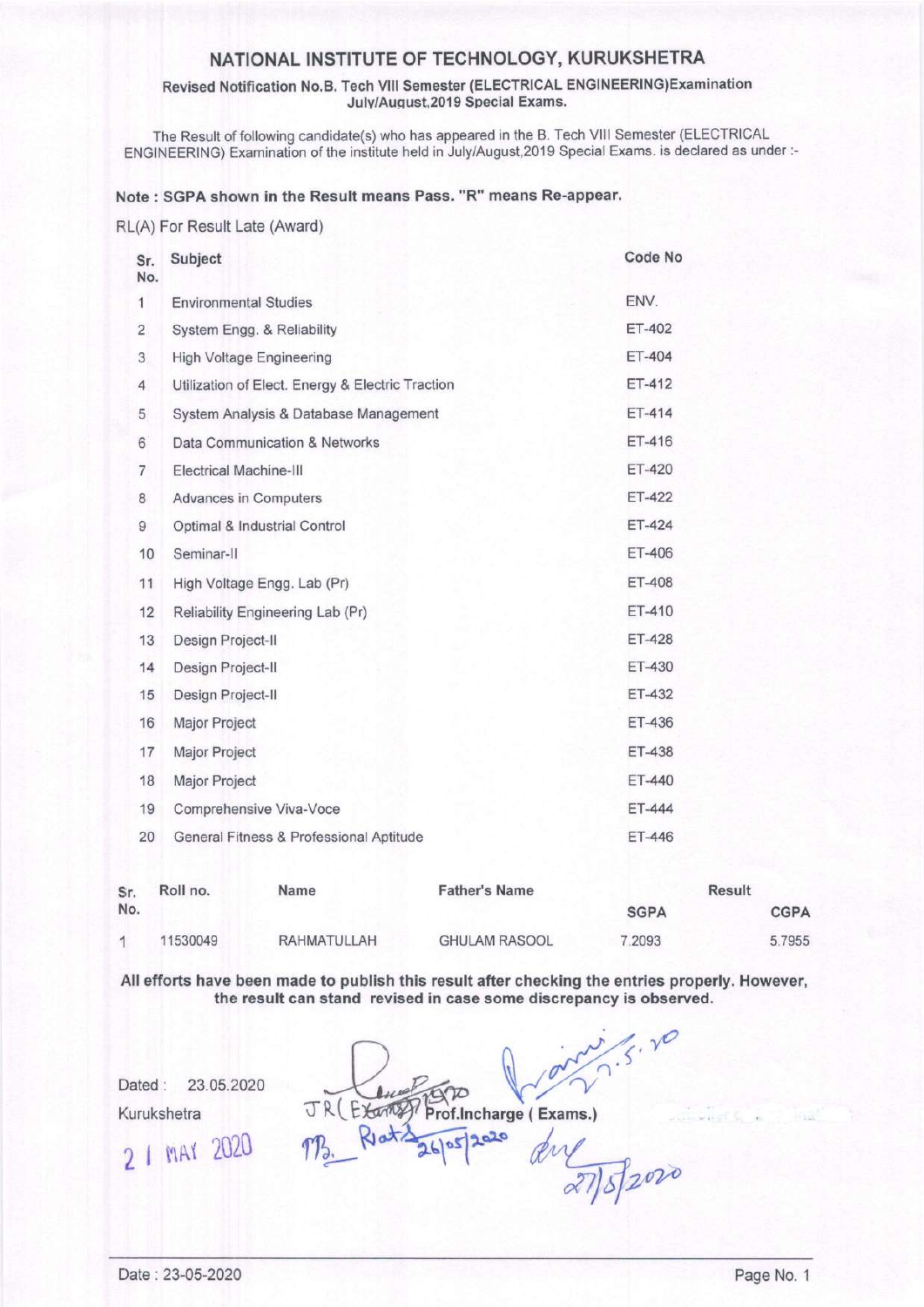# NATIONAL INSTITUTE OF TECHNOLOGY, KURUKSHETRA

**Revised Notification No.B. Tech VIII Semester (ELECTRICAL ENGINEERING)Examination July/August,2019 Special Exams.**

The Result of following candidate(s) who has appeared in the B. Tech VIII Semester (ELECTRICAL ENGINEERING) Examination of the institute held in July/August,2019 Special Exams. is declared as under :-

**Note : SGPA shown in the Result means Pass. "R" means Re-appear.**

RL(A) For Result Late (Award)

| Sr. No. | Subject | Code No |
|---|---|---|
| 1 | Environmental Studies | ENV. |
| 2 | System Engg. & Reliability | ET-402 |
| 3 | High Voltage Engineering | ET-404 |
| 4 | Utilization of Elect. Energy & Electric Traction | ET-412 |
| 5 | System Analysis & Database Management | ET-414 |
| 6 | Data Communication & Networks | ET-416 |
| 7 | Electrical Machine-III | ET-420 |
| 8 | Advances in Computers | ET-422 |
| 9 | Optimal & Industrial Control | ET-424 |
| 10 | Seminar-II | ET-406 |
| 11 | High Voltage Engg. Lab (Pr) | ET-408 |
| 12 | Reliability Engineering Lab (Pr) | ET-410 |
| 13 | Design Project-II | ET-428 |
| 14 | Design Project-II | ET-430 |
| 15 | Design Project-II | ET-432 |
| 16 | Major Project | ET-436 |
| 17 | Major Project | ET-438 |
| 18 | Major Project | ET-440 |
| 19 | Comprehensive Viva-Voce | ET-444 |
| 20 | General Fitness & Professional Aptitude | ET-446 |

| Sr. No. | Roll no. | Name | Father's Name | Result | |
|---|---|---|---|---|---|
| | | | | SGPA | CGPA |
| 1 | 11530049 | RAHMATULLAH | GHULAM RASOOL | 7.2093 | 5.7955 |

**All efforts have been made to publish this result after checking the entries properly. However, the result can stand revised in case some discrepancy is observed.**

Dated : 23.05.2020

Kurukshetra

21 MAY 2020

JR (Exams) 25/5/20 &nbsp;&nbsp;&nbsp; Prof.Incharge ( Exams.)

27.5.20

PB. Rat 26/05/2020

27/5/2020

Date : 23-05-2020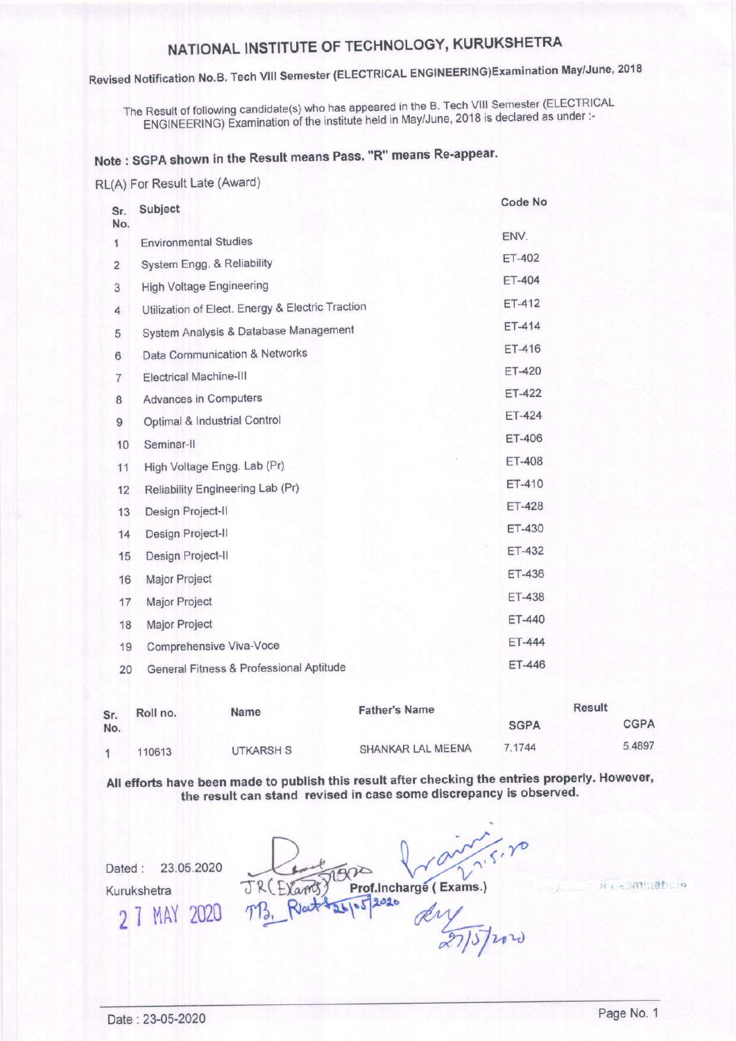# NATIONAL INSTITUTE OF TECHNOLOGY, KURUKSHETRA

## Revised Notification No.B. Tech VIII Semester (ELECTRICAL ENGINEERING)Examination May/June, 2018

The Result of following candidate(s) who has appeared in the B. Tech VIII Semester (ELECTRICAL ENGINEERING) Examination of the institute held in May/June, 2018 is declared as under :-

**Note : SGPA shown in the Result means Pass. "R" means Re-appear.**

RL(A) For Result Late (Award)

| Sr. No. | Subject | Code No |
|---|---|---|
| 1 | Environmental Studies | ENV. |
| 2 | System Engg. & Reliability | ET-402 |
| 3 | High Voltage Engineering | ET-404 |
| 4 | Utilization of Elect. Energy & Electric Traction | ET-412 |
| 5 | System Analysis & Database Management | ET-414 |
| 6 | Data Communication & Networks | ET-416 |
| 7 | Electrical Machine-III | ET-420 |
| 8 | Advances in Computers | ET-422 |
| 9 | Optimal & Industrial Control | ET-424 |
| 10 | Seminar-II | ET-406 |
| 11 | High Voltage Engg. Lab (Pr) | ET-408 |
| 12 | Reliability Engineering Lab (Pr) | ET-410 |
| 13 | Design Project-II | ET-428 |
| 14 | Design Project-II | ET-430 |
| 15 | Design Project-II | ET-432 |
| 16 | Major Project | ET-436 |
| 17 | Major Project | ET-438 |
| 18 | Major Project | ET-440 |
| 19 | Comprehensive Viva-Voce | ET-444 |
| 20 | General Fitness & Professional Aptitude | ET-446 |

| Sr. No. | Roll no. | Name | Father's Name | Result | |
|---|---|---|---|---|---|
| | | | | SGPA | CGPA |
| 1 | 110613 | UTKARSH S | SHANKAR LAL MEENA | 7.1744 | 5.4897 |

**All efforts have been made to publish this result after checking the entries properly. However, the result can stand revised in case some discrepancy is observed.**

Dated : 23.05.2020

Kurukshetra

27 MAY 2020

JR(Exams) 26/5/2020

Prof.Incharge ( Exams.)

Date : 23-05-2020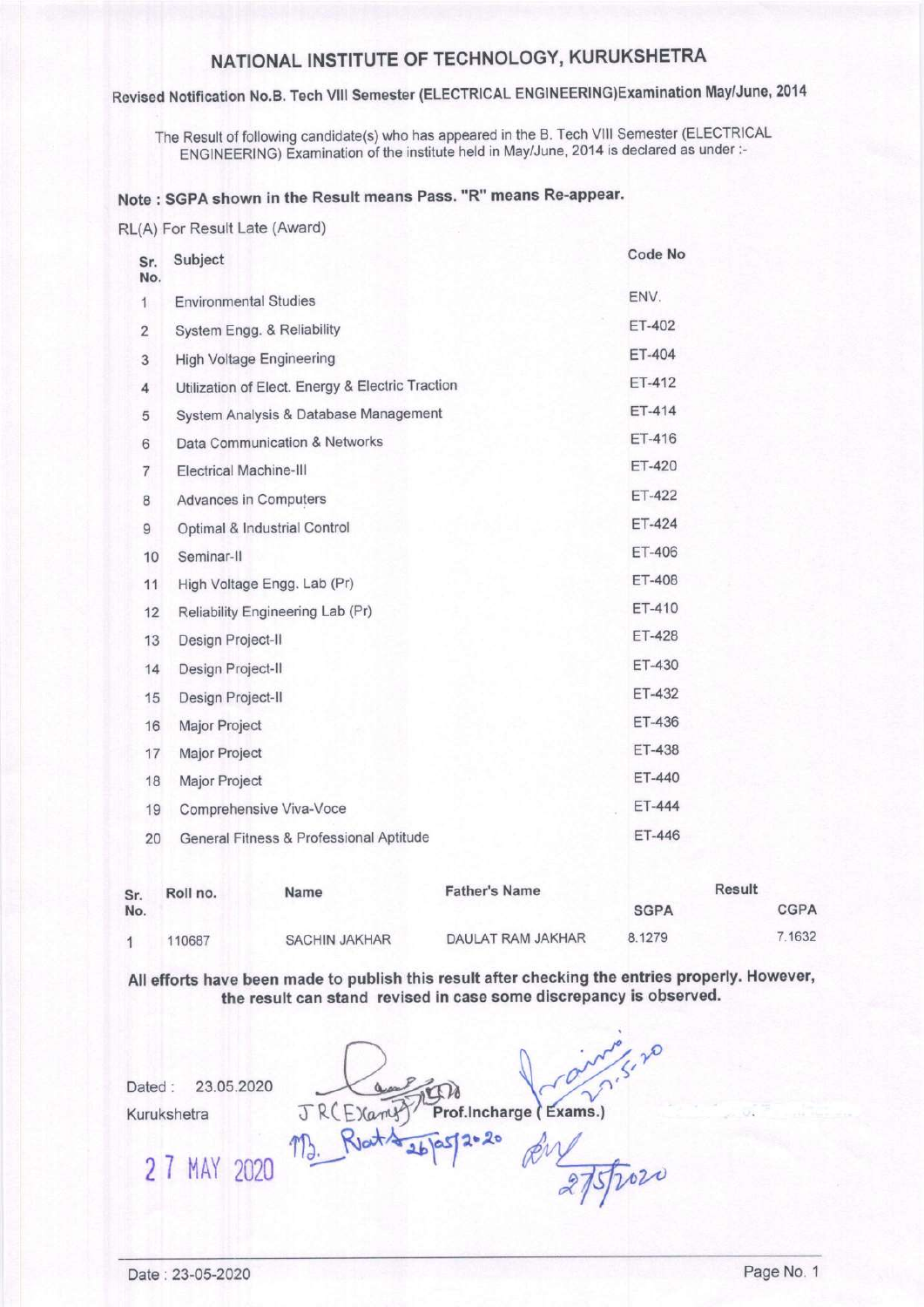# NATIONAL INSTITUTE OF TECHNOLOGY, KURUKSHETRA

## Revised Notification No.B. Tech VIII Semester (ELECTRICAL ENGINEERING)Examination May/June, 2014

The Result of following candidate(s) who has appeared in the B. Tech VIII Semester (ELECTRICAL ENGINEERING) Examination of the institute held in May/June, 2014 is declared as under :-

**Note : SGPA shown in the Result means Pass. "R" means Re-appear.**

RL(A) For Result Late (Award)

| Sr. No. | Subject | Code No |
|---|---|---|
| 1 | Environmental Studies | ENV. |
| 2 | System Engg. & Reliability | ET-402 |
| 3 | High Voltage Engineering | ET-404 |
| 4 | Utilization of Elect. Energy & Electric Traction | ET-412 |
| 5 | System Analysis & Database Management | ET-414 |
| 6 | Data Communication & Networks | ET-416 |
| 7 | Electrical Machine-III | ET-420 |
| 8 | Advances in Computers | ET-422 |
| 9 | Optimal & Industrial Control | ET-424 |
| 10 | Seminar-II | ET-406 |
| 11 | High Voltage Engg. Lab (Pr) | ET-408 |
| 12 | Reliability Engineering Lab (Pr) | ET-410 |
| 13 | Design Project-II | ET-428 |
| 14 | Design Project-II | ET-430 |
| 15 | Design Project-II | ET-432 |
| 16 | Major Project | ET-436 |
| 17 | Major Project | ET-438 |
| 18 | Major Project | ET-440 |
| 19 | Comprehensive Viva-Voce | ET-444 |
| 20 | General Fitness & Professional Aptitude | ET-446 |

| Sr. No. | Roll no. | Name | Father's Name | Result SGPA | CGPA |
|---|---|---|---|---|---|
| 1 | 110687 | SACHIN JAKHAR | DAULAT RAM JAKHAR | 8.1279 | 7.1632 |

**All efforts have been made to publish this result after checking the entries properly. However, the result can stand revised in case some discrepancy is observed.**

Dated : 23.05.2020

Kurukshetra

27 MAY 2020

JR(Exams)

Prof.Incharge ( Exams.)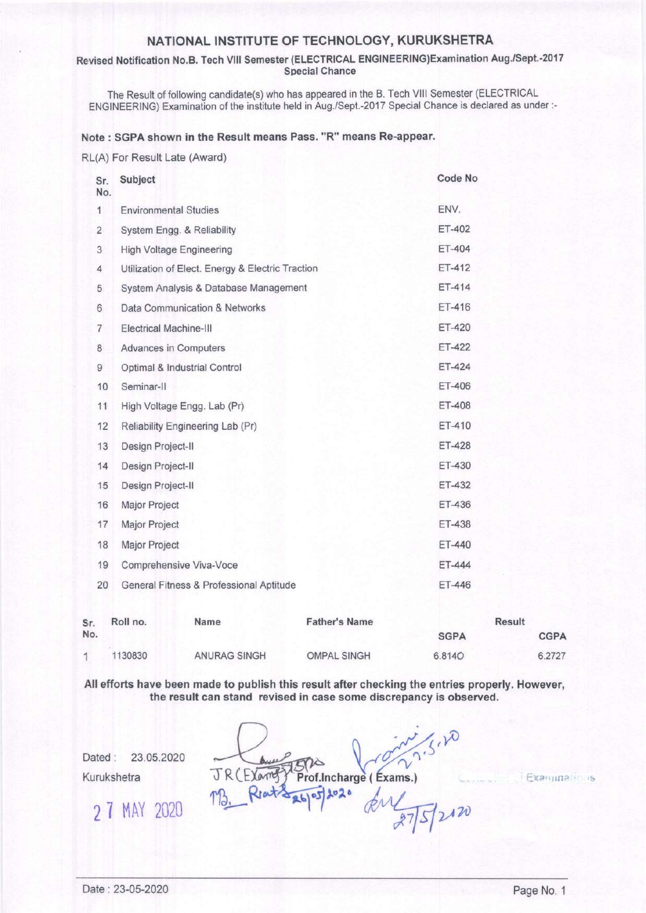# NATIONAL INSTITUTE OF TECHNOLOGY, KURUKSHETRA

**Revised Notification No.B. Tech VIII Semester (ELECTRICAL ENGINEERING)Examination Aug./Sept.-2017 Special Chance**

The Result of following candidate(s) who has appeared in the B. Tech VIII Semester (ELECTRICAL ENGINEERING) Examination of the institute held in Aug./Sept.-2017 Special Chance is declared as under :-

**Note : SGPA shown in the Result means Pass. "R" means Re-appear.**

RL(A) For Result Late (Award)

| Sr. No. | Subject | Code No |
|---|---|---|
| 1 | Environmental Studies | ENV. |
| 2 | System Engg. & Reliability | ET-402 |
| 3 | High Voltage Engineering | ET-404 |
| 4 | Utilization of Elect. Energy & Electric Traction | ET-412 |
| 5 | System Analysis & Database Management | ET-414 |
| 6 | Data Communication & Networks | ET-416 |
| 7 | Electrical Machine-III | ET-420 |
| 8 | Advances in Computers | ET-422 |
| 9 | Optimal & Industrial Control | ET-424 |
| 10 | Seminar-II | ET-406 |
| 11 | High Voltage Engg. Lab (Pr) | ET-408 |
| 12 | Reliability Engineering Lab (Pr) | ET-410 |
| 13 | Design Project-II | ET-428 |
| 14 | Design Project-II | ET-430 |
| 15 | Design Project-II | ET-432 |
| 16 | Major Project | ET-436 |
| 17 | Major Project | ET-438 |
| 18 | Major Project | ET-440 |
| 19 | Comprehensive Viva-Voce | ET-444 |
| 20 | General Fitness & Professional Aptitude | ET-446 |

| Sr. No. | Roll no. | Name | Father's Name | Result | |
|---|---|---|---|---|---|
| | | | | SGPA | CGPA |
| 1 | 1130830 | ANURAG SINGH | OMPAL SINGH | 6.8140 | 6.2727 |

**All efforts have been made to publish this result after checking the entries properly. However, the result can stand revised in case some discrepancy is observed.**

Dated : 23.05.2020

Kurukshetra

27 MAY 2020

JR(Exams) Prof.Incharge (Exams.) Controller of Examinations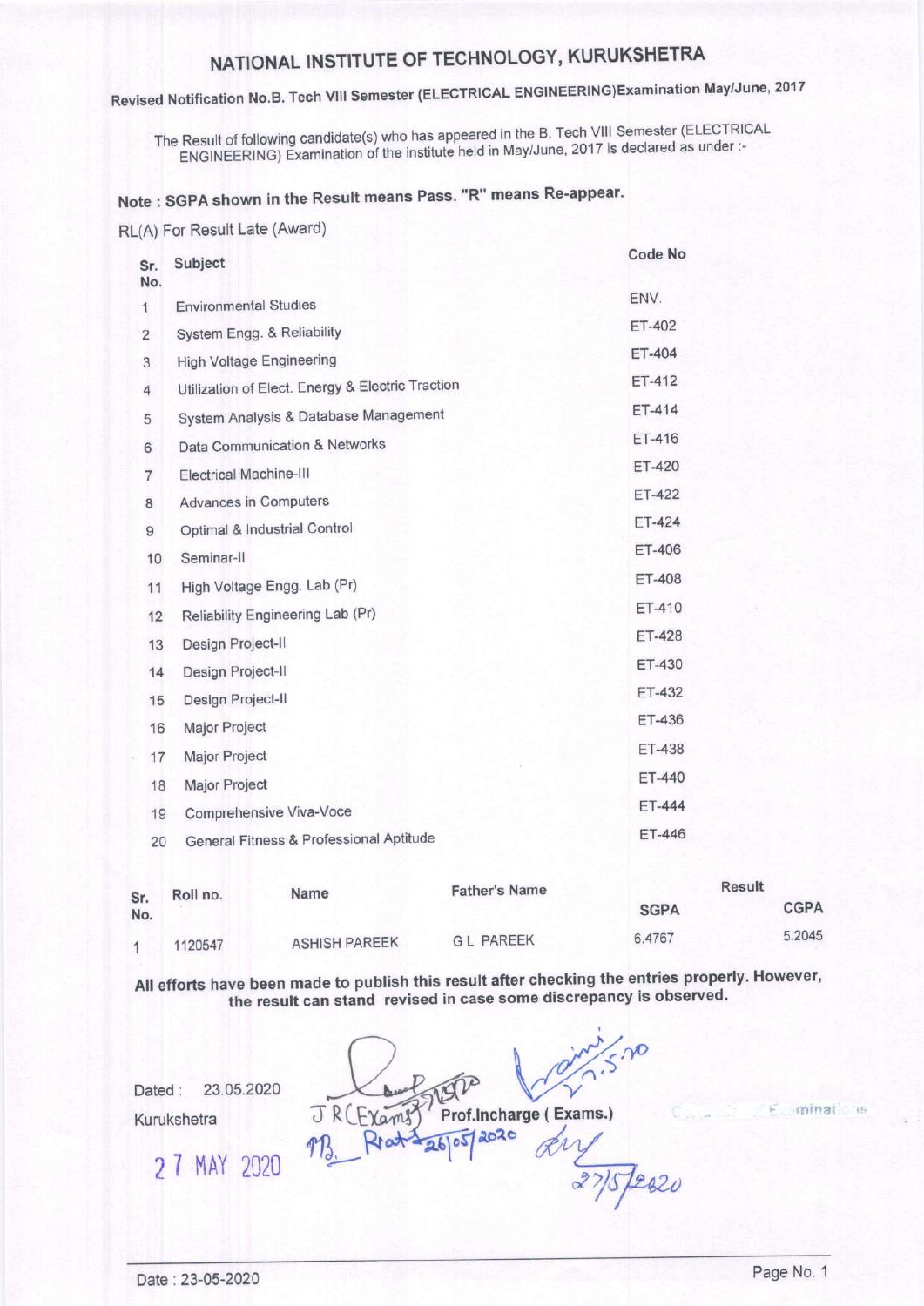# NATIONAL INSTITUTE OF TECHNOLOGY, KURUKSHETRA

## Revised Notification No.B. Tech VIII Semester (ELECTRICAL ENGINEERING)Examination May/June, 2017

The Result of following candidate(s) who has appeared in the B. Tech VIII Semester (ELECTRICAL ENGINEERING) Examination of the institute held in May/June, 2017 is declared as under :-

**Note : SGPA shown in the Result means Pass. "R" means Re-appear.**

RL(A) For Result Late (Award)

| Sr. No. | Subject | Code No |
|---|---|---|
| 1 | Environmental Studies | ENV. |
| 2 | System Engg. & Reliability | ET-402 |
| 3 | High Voltage Engineering | ET-404 |
| 4 | Utilization of Elect. Energy & Electric Traction | ET-412 |
| 5 | System Analysis & Database Management | ET-414 |
| 6 | Data Communication & Networks | ET-416 |
| 7 | Electrical Machine-III | ET-420 |
| 8 | Advances in Computers | ET-422 |
| 9 | Optimal & Industrial Control | ET-424 |
| 10 | Seminar-II | ET-406 |
| 11 | High Voltage Engg. Lab (Pr) | ET-408 |
| 12 | Reliability Engineering Lab (Pr) | ET-410 |
| 13 | Design Project-II | ET-428 |
| 14 | Design Project-II | ET-430 |
| 15 | Design Project-II | ET-432 |
| 16 | Major Project | ET-436 |
| 17 | Major Project | ET-438 |
| 18 | Major Project | ET-440 |
| 19 | Comprehensive Viva-Voce | ET-444 |
| 20 | General Fitness & Professional Aptitude | ET-446 |

| Sr. No. | Roll no. | Name | Father's Name | Result | |
|---|---|---|---|---|---|
| | | | | SGPA | CGPA |
| 1 | 1120547 | ASHISH PAREEK | G L PAREEK | 6.4767 | 5.2045 |

**All efforts have been made to publish this result after checking the entries properly. However, the result can stand revised in case some discrepancy is observed.**

Dated : 23.05.2020

Kurukshetra

27 MAY 2020

J R (Exams) 26/05/2020

Prof.Incharge ( Exams.)

27.5.20

27/5/2020

Controller of Examinations

Date : 23-05-2020